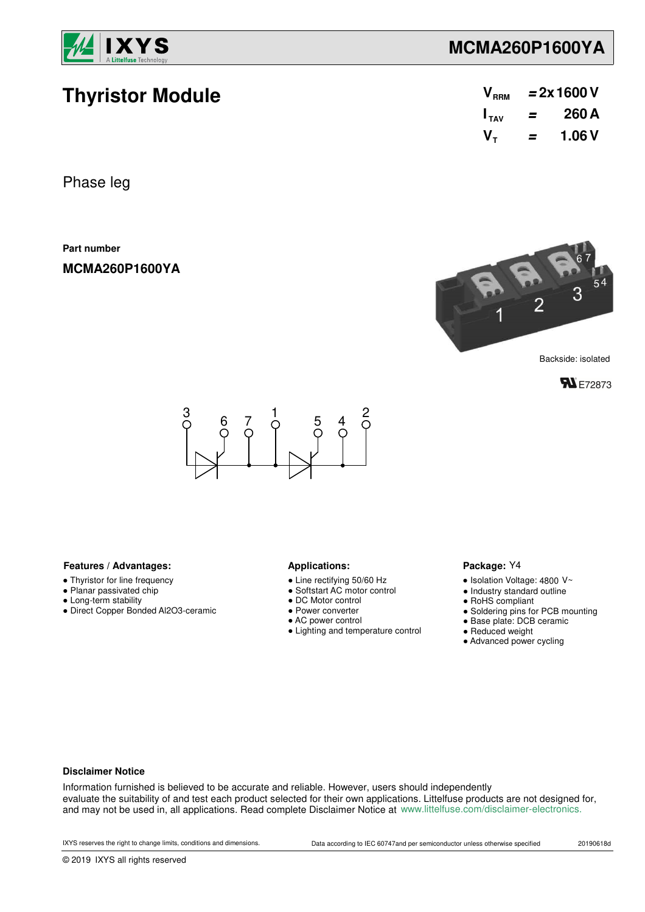# Thyristor Module

$V_{RRM}$ = 2x 1600 V
$I_{TAV}$ = 260 A
$V_T$ = 1.06 V

Phase leg

**Part number**

**MCMA260P1600YA**

Backside: isolated

E72873

### Features / Advantages:

- Thyristor for line frequency
- Planar passivated chip
- Long-term stability
- Direct Copper Bonded Al2O3-ceramic

### Applications:

- Line rectifying 50/60 Hz
- Softstart AC motor control
- DC Motor control
- Power converter
- AC power control
- Lighting and temperature control

### Package: Y4

- Isolation Voltage: 4800 V~
- Industry standard outline
- RoHS compliant
- Soldering pins for PCB mounting
- Base plate: DCB ceramic
- Reduced weight
- Advanced power cycling

**Disclaimer Notice**

Information furnished is believed to be accurate and reliable. However, users should independently evaluate the suitability of and test each product selected for their own applications. Littelfuse products are not designed for, and may not be used in, all applications. Read complete Disclaimer Notice at www.littelfuse.com/disclaimer-electronics.

IXYS reserves the right to change limits, conditions and dimensions.

Data according to IEC 60747and per semiconductor unless otherwise specified

20190618d

© 2019 IXYS all rights reserved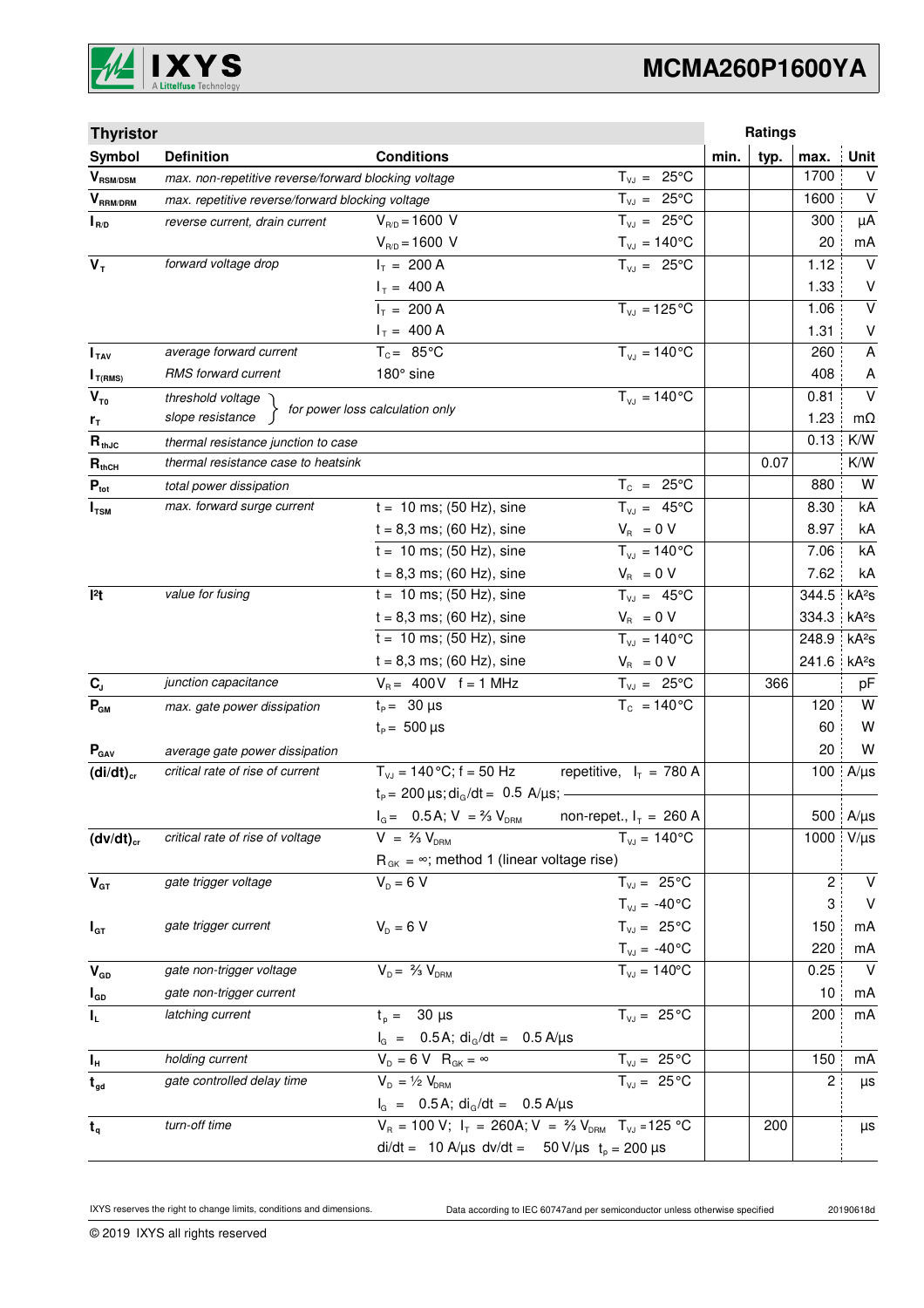# MCMA260P1600YA

| Thyristor | | | | Ratings | | | |
|---|---|---|---|---|---|---|---|
| **Symbol** | **Definition** | **Conditions** | | **min.** | **typ.** | **max.** | **Unit** |
| $V_{RSM/DSM}$ | max. non-repetitive reverse/forward blocking voltage | | $T_{VJ}$ = 25°C | | | 1700 | V |
| $V_{RRM/DRM}$ | max. repetitive reverse/forward blocking voltage | | $T_{VJ}$ = 25°C | | | 1600 | V |
| $I_{R/D}$ | reverse current, drain current | $V_{R/D}$ = 1600 V | $T_{VJ}$ = 25°C | | | 300 | µA |
| | | $V_{R/D}$ = 1600 V | $T_{VJ}$ = 140°C | | | 20 | mA |
| $V_T$ | forward voltage drop | $I_T$ = 200 A | $T_{VJ}$ = 25°C | | | 1.12 | V |
| | | $I_T$ = 400 A | | | | 1.33 | V |
| | | $I_T$ = 200 A | $T_{VJ}$ = 125°C | | | 1.06 | V |
| | | $I_T$ = 400 A | | | | 1.31 | V |
| $I_{TAV}$ | average forward current | $T_C$ = 85°C | $T_{VJ}$ = 140°C | | | 260 | A |
| $I_{T(RMS)}$ | RMS forward current | 180° sine | | | | 408 | A |
| $V_{T0}$ | threshold voltage | for power loss calculation only | $T_{VJ}$ = 140°C | | | 0.81 | V |
| $r_T$ | slope resistance | for power loss calculation only | | | | 1.23 | mΩ |
| $R_{thJC}$ | thermal resistance junction to case | | | | | 0.13 | K/W |
| $R_{thCH}$ | thermal resistance case to heatsink | | | | 0.07 | | K/W |
| $P_{tot}$ | total power dissipation | | $T_C$ = 25°C | | | 880 | W |
| $I_{TSM}$ | max. forward surge current | t = 10 ms; (50 Hz), sine | $T_{VJ}$ = 45°C | | | 8.30 | kA |
| | | t = 8,3 ms; (60 Hz), sine | $V_R$ = 0 V | | | 8.97 | kA |
| | | t = 10 ms; (50 Hz), sine | $T_{VJ}$ = 140°C | | | 7.06 | kA |
| | | t = 8,3 ms; (60 Hz), sine | $V_R$ = 0 V | | | 7.62 | kA |
| $I^2t$ | value for fusing | t = 10 ms; (50 Hz), sine | $T_{VJ}$ = 45°C | | | 344.5 | kA²s |
| | | t = 8,3 ms; (60 Hz), sine | $V_R$ = 0 V | | | 334.3 | kA²s |
| | | t = 10 ms; (50 Hz), sine | $T_{VJ}$ = 140°C | | | 248.9 | kA²s |
| | | t = 8,3 ms; (60 Hz), sine | $V_R$ = 0 V | | | 241.6 | kA²s |
| $C_J$ | junction capacitance | $V_R$ = 400 V f = 1 MHz | $T_{VJ}$ = 25°C | | 366 | | pF |
| $P_{GM}$ | max. gate power dissipation | $t_P$ = 30 µs | $T_C$ = 140°C | | | 120 | W |
| | | $t_P$ = 500 µs | | | | 60 | W |
| $P_{GAV}$ | average gate power dissipation | | | | | 20 | W |
| $(di/dt)_{cr}$ | critical rate of rise of current | $T_{VJ}$ = 140°C; f = 50 Hz | repetitive, $I_T$ = 780 A | | | 100 | A/µs |
| | | $t_P$ = 200 µs; $di_G/dt$ = 0.5 A/µs; | | | | | |
| | | $I_G$ = 0.5 A; V = ⅔ $V_{DRM}$ | non-repet., $I_T$ = 260 A | | | 500 | A/µs |
| $(dv/dt)_{cr}$ | critical rate of rise of voltage | V = ⅔ $V_{DRM}$ | $T_{VJ}$ = 140°C | | | 1000 | V/µs |
| | | $R_{GK}$ = ∞; method 1 (linear voltage rise) | | | | | |
| $V_{GT}$ | gate trigger voltage | $V_D$ = 6 V | $T_{VJ}$ = 25°C | | | 2 | V |
| | | | $T_{VJ}$ = -40°C | | | 3 | V |
| $I_{GT}$ | gate trigger current | $V_D$ = 6 V | $T_{VJ}$ = 25°C | | | 150 | mA |
| | | | $T_{VJ}$ = -40°C | | | 220 | mA |
| $V_{GD}$ | gate non-trigger voltage | $V_D$ = ⅔ $V_{DRM}$ | $T_{VJ}$ = 140°C | | | 0.25 | V |
| $I_{GD}$ | gate non-trigger current | | | | | 10 | mA |
| $I_L$ | latching current | $t_p$ = 30 µs | $T_{VJ}$ = 25°C | | | 200 | mA |
| | | $I_G$ = 0.5 A; $di_G/dt$ = 0.5 A/µs | | | | | |
| $I_H$ | holding current | $V_D$ = 6 V $R_{GK}$ = ∞ | $T_{VJ}$ = 25°C | | | 150 | mA |
| $t_{gd}$ | gate controlled delay time | $V_D$ = ½ $V_{DRM}$ | $T_{VJ}$ = 25°C | | | 2 | µs |
| | | $I_G$ = 0.5 A; $di_G/dt$ = 0.5 A/µs | | | | | |
| $t_q$ | turn-off time | $V_R$ = 100 V; $I_T$ = 260A; V = ⅔ $V_{DRM}$ | $T_{VJ}$ = 125 °C | | 200 | | µs |
| | | di/dt = 10 A/µs dv/dt = 50 V/µs $t_p$ = 200 µs | | | | | |

IXYS reserves the right to change limits, conditions and dimensions. Data according to IEC 60747and per semiconductor unless otherwise specified 20190618d

© 2019 IXYS all rights reserved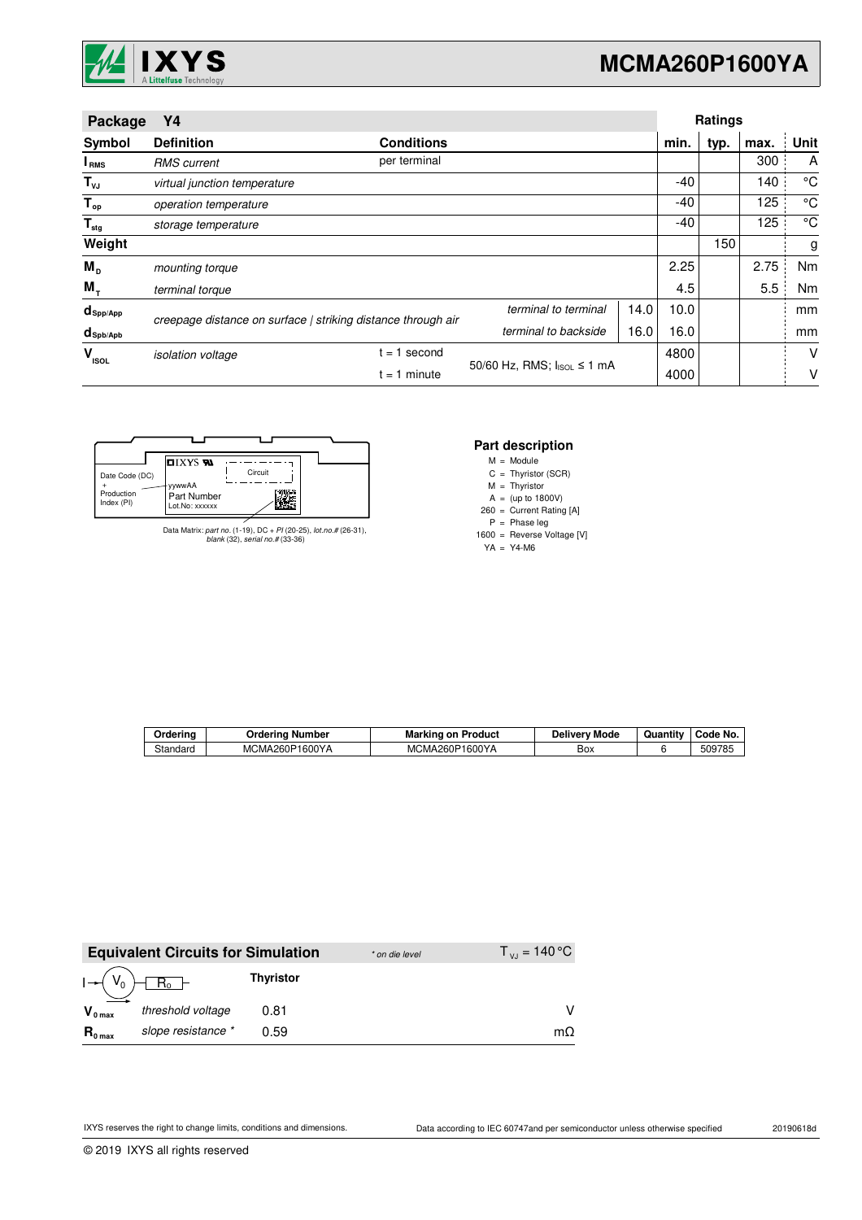# MCMA260P1600YA

| Package | Y4 | | | | Ratings | | | |
|---|---|---|---|---|---|---|---|---|
| **Symbol** | **Definition** | **Conditions** | | | **min.** | **typ.** | **max.** | **Unit** |
| $I_{RMS}$ | *RMS current* | per terminal | | | | | 300 | A |
| $T_{VJ}$ | *virtual junction temperature* | | | | -40 | | 140 | °C |
| $T_{op}$ | *operation temperature* | | | | -40 | | 125 | °C |
| $T_{stg}$ | *storage temperature* | | | | -40 | | 125 | °C |
| **Weight** | | | | | | 150 | | g |
| $M_D$ | *mounting torque* | | | | 2.25 | | 2.75 | Nm |
| $M_T$ | *terminal torque* | | | | 4.5 | | 5.5 | Nm |
| $d_{Spp/App}$ | *creepage distance on surface \| striking distance through air* | | *terminal to terminal* | 14.0 | 10.0 | | | mm |
| $d_{Spb/Apb}$ | | | *terminal to backside* | 16.0 | 16.0 | | | mm |
| $V_{ISOL}$ | *isolation voltage* | t = 1 second | 50/60 Hz, RMS; $I_{ISOL}$ ≤ 1 mA | | 4800 | | | V |
| | | t = 1 minute | | | 4000 | | | V |

Date Code (DC) + Production Index (PI)

IXYS — yywwAA — Part Number — Lot.No: xxxxxx — Circuit

Data Matrix: *part no.* (1-19), DC + *PI* (20-25), *lot.no.#* (26-31), *blank* (32), *serial no.#* (33-36)

**Part description**

M = Module
C = Thyristor (SCR)
M = Thyristor
A = (up to 1800V)
260 = Current Rating [A]
P = Phase leg
1600 = Reverse Voltage [V]
YA = Y4-M6

| Ordering | Ordering Number | Marking on Product | Delivery Mode | Quantity | Code No. |
|---|---|---|---|---|---|
| Standard | MCMA260P1600YA | MCMA260P1600YA | Box | 6 | 509785 |

| **Equivalent Circuits for Simulation** | | *\* on die level* | $T_{VJ}$ = 140 °C |
|---|---|---|---|
| | | **Thyristor** | |
| $V_{0\ max}$ | *threshold voltage* | 0.81 | V |
| $R_{0\ max}$ | *slope resistance \** | 0.59 | mΩ |

IXYS reserves the right to change limits, conditions and dimensions.

Data according to IEC 60747and per semiconductor unless otherwise specified

20190618d

© 2019 IXYS all rights reserved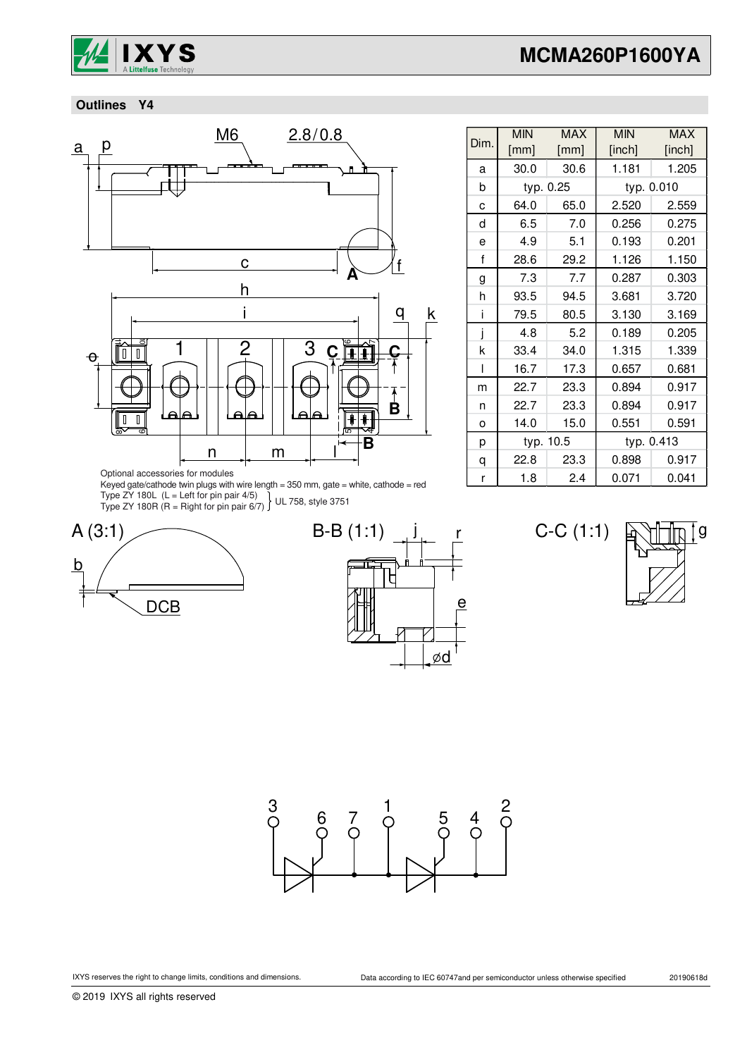## Outlines Y4

| Dim. | MIN [mm] | MAX [mm] | MIN [inch] | MAX [inch] |
|---|---|---|---|---|
| a | 30.0 | 30.6 | 1.181 | 1.205 |
| b | typ. 0.25 | | typ. 0.010 | |
| c | 64.0 | 65.0 | 2.520 | 2.559 |
| d | 6.5 | 7.0 | 0.256 | 0.275 |
| e | 4.9 | 5.1 | 0.193 | 0.201 |
| f | 28.6 | 29.2 | 1.126 | 1.150 |
| g | 7.3 | 7.7 | 0.287 | 0.303 |
| h | 93.5 | 94.5 | 3.681 | 3.720 |
| i | 79.5 | 80.5 | 3.130 | 3.169 |
| j | 4.8 | 5.2 | 0.189 | 0.205 |
| k | 33.4 | 34.0 | 1.315 | 1.339 |
| l | 16.7 | 17.3 | 0.657 | 0.681 |
| m | 22.7 | 23.3 | 0.894 | 0.917 |
| n | 22.7 | 23.3 | 0.894 | 0.917 |
| o | 14.0 | 15.0 | 0.551 | 0.591 |
| p | typ. 10.5 | | typ. 0.413 | |
| q | 22.8 | 23.3 | 0.898 | 0.917 |
| r | 1.8 | 2.4 | 0.071 | 0.041 |

Optional accessories for modules
Keyed gate/cathode twin plugs with wire length = 350 mm, gate = white, cathode = red
Type ZY 180L (L = Left for pin pair 4/5)
Type ZY 180R (R = Right for pin pair 6/7)
UL 758, style 3751

A (3:1)   B-B (1:1)   C-C (1:1)

DCB

IXYS reserves the right to change limits, conditions and dimensions.

Data according to IEC 60747and per semiconductor unless otherwise specified

20190618d

© 2019 IXYS all rights reserved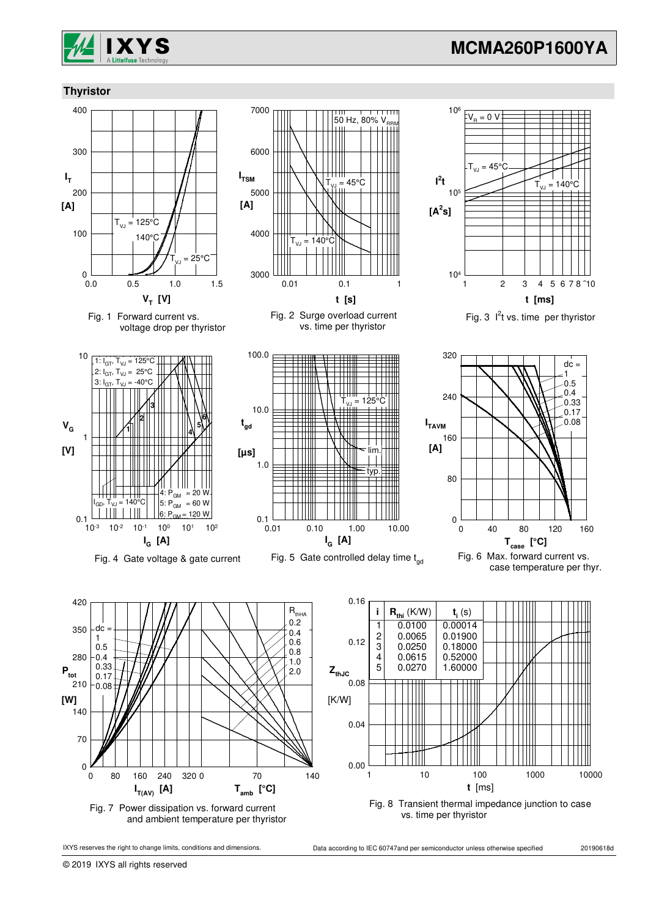## Thyristor

$I_T$ [A]

400
300
200
100
0

0.0 0.5 1.0 1.5

$V_T$ [V]

$T_{VJ}$ = 125°C
140°C
$T_{VJ}$ = 25°C

Fig. 1 Forward current vs. voltage drop per thyristor

$I_{TSM}$ [A]

7000
6000
5000
4000
3000

0.01 0.1 1

t [s]

50 Hz, 80% $V_{RRM}$
$T_{VJ}$ = 45°C
$T_{VJ}$ = 140°C

Fig. 2 Surge overload current vs. time per thyristor

$I^2t$ [$A^2s$]

$10^6$
$10^5$
$10^4$

1 2 3 4 5 6 7 8 10

t [ms]

$V_R$ = 0 V
$T_{VJ}$ = 45°C
$T_{VJ}$ = 140°C

Fig. 3 $I^2t$ vs. time per thyristor

$V_G$ [V]

10
1
0.1

$10^{-3}$ $10^{-2}$ $10^{-1}$ $10^0$ $10^1$ $10^2$

$I_G$ [A]

1: $I_{GT}$, $T_{VJ}$ = 125°C
2: $I_{GT}$, $T_{VJ}$ = 25°C
3: $I_{GT}$, $T_{VJ}$ = -40°C

$I_{GD}$, $T_{VJ}$ = 140°C

4: $P_{GM}$ = 20 W
5: $P_{GM}$ = 60 W
6: $P_{GM}$ = 120 W

Fig. 4 Gate voltage & gate current

$t_{gd}$ [µs]

100.0
10.0
1.0
0.1

0.01 0.10 1.00 10.00

$I_G$ [A]

$T_{VJ}$ = 125°C
lim.
typ.

Fig. 5 Gate controlled delay time $t_{gd}$

$I_{TAVM}$ [A]

320
240
160
80
0

0 40 80 120 160

$T_{case}$ [°C]

dc =
1
0.5
0.4
0.33
0.17
0.08

Fig. 6 Max. forward current vs. case temperature per thyr.

$P_{tot}$ [W]

420
350
280
210
140
70
0

0 80 160 240 320 0 70 140

$I_{T(AV)}$ [A]

$T_{amb}$ [°C]

dc =
1
0.5
0.4
0.33
0.17
0.08

$R_{thHA}$
0.2
0.4
0.6
0.8
1.0
2.0

Fig. 7 Power dissipation vs. forward current and ambient temperature per thyristor

$Z_{thJC}$ [K/W]

0.16
0.12
0.08
0.04
0.00

1 10 100 1000 10000

t [ms]

| i | $R_{thi}$ (K/W) | $t_i$ (s) |
|---|---|---|
| 1 | 0.0100 | 0.00014 |
| 2 | 0.0065 | 0.01900 |
| 3 | 0.0250 | 0.18000 |
| 4 | 0.0615 | 0.52000 |
| 5 | 0.0270 | 1.60000 |

Fig. 8 Transient thermal impedance junction to case vs. time per thyristor

IXYS reserves the right to change limits, conditions and dimensions.

Data according to IEC 60747and per semiconductor unless otherwise specified

20190618d

© 2019 IXYS all rights reserved